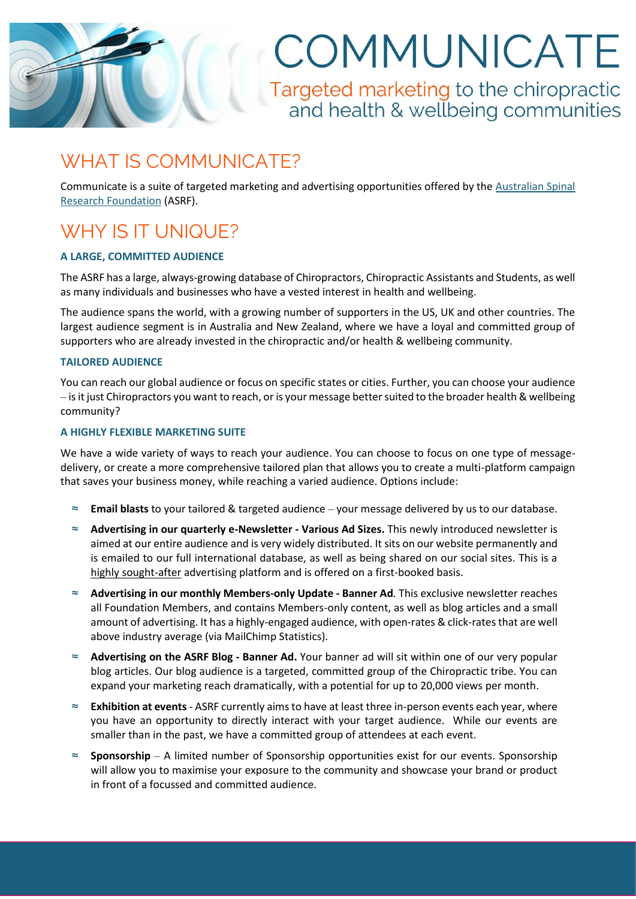# COMMUNICATE

Targeted marketing to the chiropractic and health & wellbeing communities

## WHAT IS COMMUNICATE?

Communicate is a suite of targeted marketing and advertising opportunities offered by the Australian Spinal Research Foundation (ASRF).

## WHY IS IT UNIQUE?

### A LARGE, COMMITTED AUDIENCE

The ASRF has a large, always-growing database of Chiropractors, Chiropractic Assistants and Students, as well as many individuals and businesses who have a vested interest in health and wellbeing.

The audience spans the world, with a growing number of supporters in the US, UK and other countries. The largest audience segment is in Australia and New Zealand, where we have a loyal and committed group of supporters who are already invested in the chiropractic and/or health & wellbeing community.

### TAILORED AUDIENCE

You can reach our global audience or focus on specific states or cities. Further, you can choose your audience – is it just Chiropractors you want to reach, or is your message better suited to the broader health & wellbeing community?

### A HIGHLY FLEXIBLE MARKETING SUITE

We have a wide variety of ways to reach your audience. You can choose to focus on one type of message-delivery, or create a more comprehensive tailored plan that allows you to create a multi-platform campaign that saves your business money, while reaching a varied audience. Options include:

- **Email blasts** to your tailored & targeted audience – your message delivered by us to our database.
- **Advertising in our quarterly e-Newsletter - Various Ad Sizes.** This newly introduced newsletter is aimed at our entire audience and is very widely distributed. It sits on our website permanently and is emailed to our full international database, as well as being shared on our social sites. This is a highly sought-after advertising platform and is offered on a first-booked basis.
- **Advertising in our monthly Members-only Update - Banner Ad***.* This exclusive newsletter reaches all Foundation Members, and contains Members-only content, as well as blog articles and a small amount of advertising. It has a highly-engaged audience, with open-rates & click-rates that are well above industry average (via MailChimp Statistics).
- **Advertising on the ASRF Blog - Banner Ad.** Your banner ad will sit within one of our very popular blog articles. Our blog audience is a targeted, committed group of the Chiropractic tribe. You can expand your marketing reach dramatically, with a potential for up to 20,000 views per month.
- **Exhibition at events** - ASRF currently aims to have at least three in-person events each year, where you have an opportunity to directly interact with your target audience. While our events are smaller than in the past, we have a committed group of attendees at each event.
- **Sponsorship** – A limited number of Sponsorship opportunities exist for our events. Sponsorship will allow you to maximise your exposure to the community and showcase your brand or product in front of a focussed and committed audience.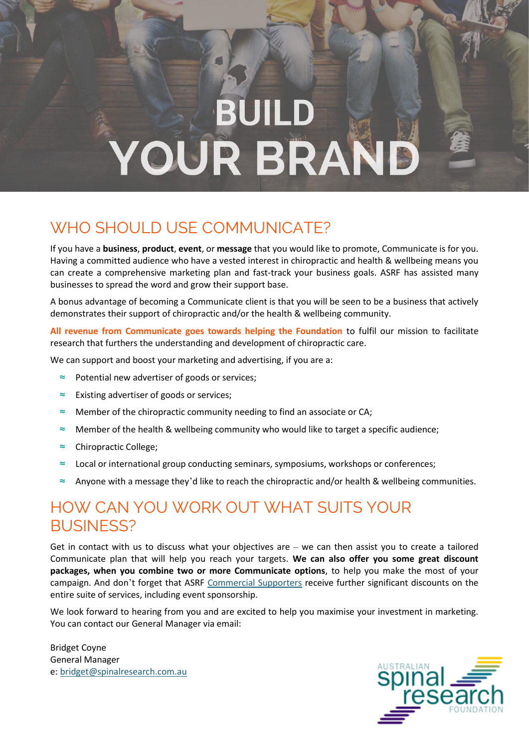# BUILD YOUR BRAND

## WHO SHOULD USE COMMUNICATE?

If you have a **business**, **product**, **event**, or **message** that you would like to promote, Communicate is for you. Having a committed audience who have a vested interest in chiropractic and health & wellbeing means you can create a comprehensive marketing plan and fast-track your business goals. ASRF has assisted many businesses to spread the word and grow their support base.

A bonus advantage of becoming a Communicate client is that you will be seen to be a business that actively demonstrates their support of chiropractic and/or the health & wellbeing community.

**All revenue from Communicate goes towards helping the Foundation** to fulfil our mission to facilitate research that furthers the understanding and development of chiropractic care.

We can support and boost your marketing and advertising, if you are a:

- Potential new advertiser of goods or services;
- Existing advertiser of goods or services;
- Member of the chiropractic community needing to find an associate or CA;
- Member of the health & wellbeing community who would like to target a specific audience;
- Chiropractic College;
- Local or international group conducting seminars, symposiums, workshops or conferences;
- Anyone with a message they'd like to reach the chiropractic and/or health & wellbeing communities.

## HOW CAN YOU WORK OUT WHAT SUITS YOUR BUSINESS?

Get in contact with us to discuss what your objectives are – we can then assist you to create a tailored Communicate plan that will help you reach your targets. **We can also offer you some great discount packages, when you combine two or more Communicate options**, to help you make the most of your campaign. And don't forget that ASRF Commercial Supporters receive further significant discounts on the entire suite of services, including event sponsorship.

We look forward to hearing from you and are excited to help you maximise your investment in marketing. You can contact our General Manager via email:

Bridget Coyne
General Manager
e: bridget@spinalresearch.com.au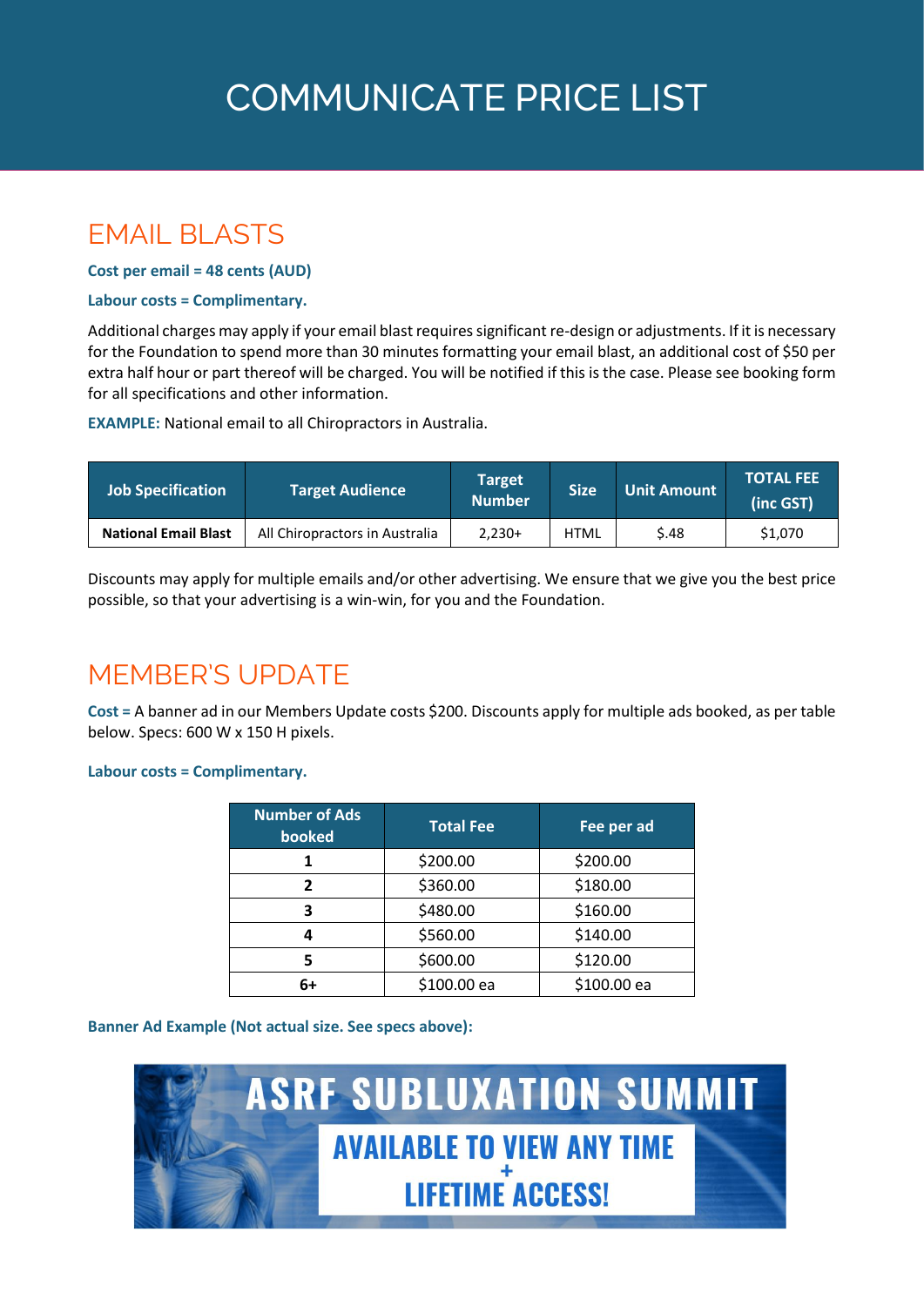# COMMUNICATE PRICE LIST

## EMAIL BLASTS

**Cost per email = 48 cents (AUD)**

**Labour costs = Complimentary.**

Additional charges may apply if your email blast requires significant re-design or adjustments. If it is necessary for the Foundation to spend more than 30 minutes formatting your email blast, an additional cost of $50 per extra half hour or part thereof will be charged. You will be notified if this is the case. Please see booking form for all specifications and other information.

**EXAMPLE:** National email to all Chiropractors in Australia.

| Job Specification | Target Audience | Target Number | Size | Unit Amount | TOTAL FEE (inc GST) |
|---|---|---|---|---|---|
| **National Email Blast** | All Chiropractors in Australia | 2,230+ | HTML | $.48 | $1,070 |

Discounts may apply for multiple emails and/or other advertising. We ensure that we give you the best price possible, so that your advertising is a win-win, for you and the Foundation.

## MEMBER'S UPDATE

**Cost =** A banner ad in our Members Update costs $200. Discounts apply for multiple ads booked, as per table below. Specs: 600 W x 150 H pixels.

**Labour costs = Complimentary.**

| Number of Ads booked | Total Fee | Fee per ad |
|---|---|---|
| **1** | $200.00 | $200.00 |
| **2** | $360.00 | $180.00 |
| **3** | $480.00 | $160.00 |
| **4** | $560.00 | $140.00 |
| **5** | $600.00 | $120.00 |
| **6+** | $100.00 ea | $100.00 ea |

**Banner Ad Example (Not actual size. See specs above):**

ASRF SUBLUXATION SUMMIT

AVAILABLE TO VIEW ANY TIME + LIFETIME ACCESS!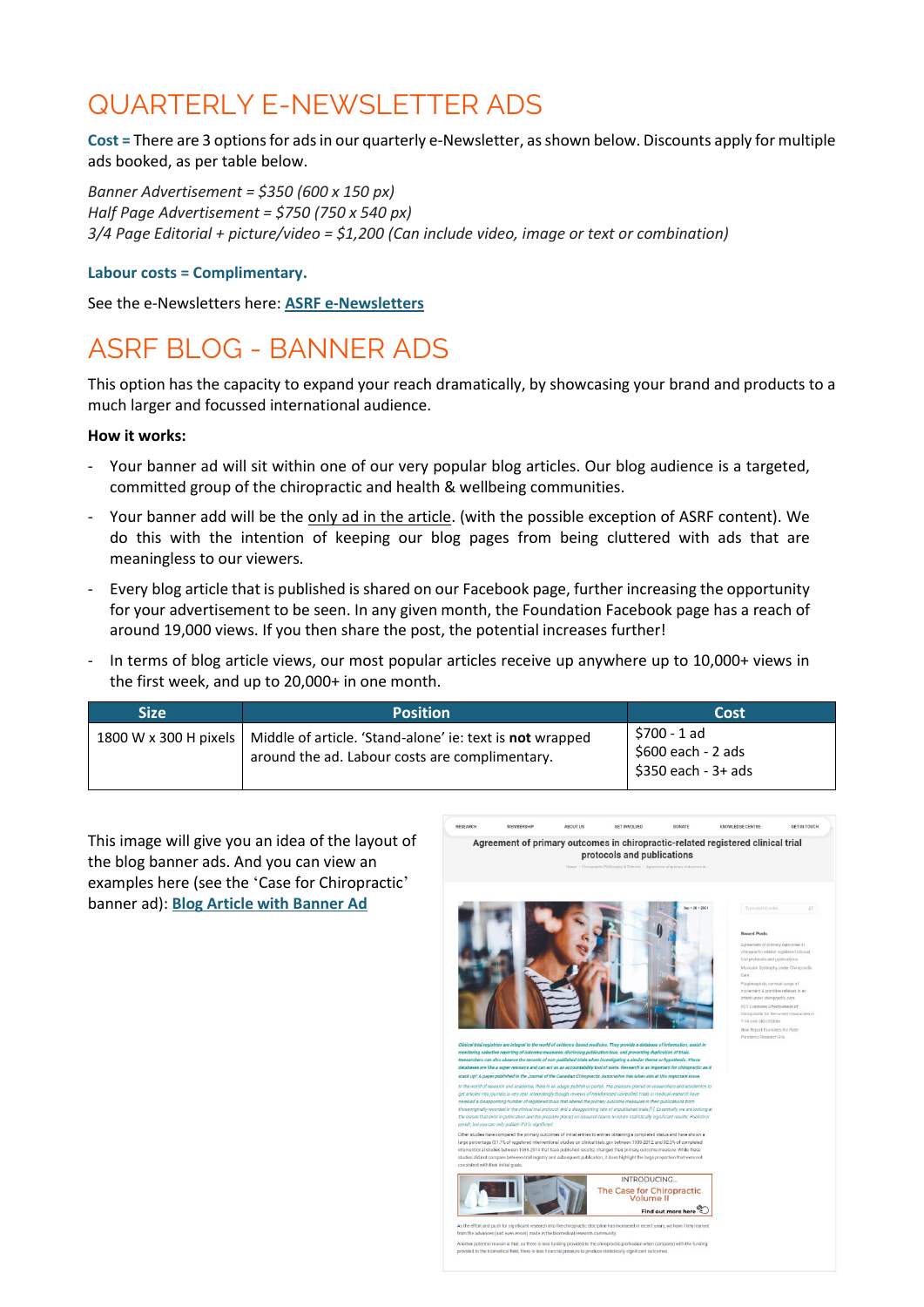# QUARTERLY E-NEWSLETTER ADS

**Cost =** There are 3 options for ads in our quarterly e-Newsletter, as shown below. Discounts apply for multiple ads booked, as per table below.

*Banner Advertisement = $350 (600 x 150 px)*
*Half Page Advertisement = $750 (750 x 540 px)*
*3/4 Page Editorial + picture/video = $1,200 (Can include video, image or text or combination)*

**Labour costs = Complimentary.**

See the e-Newsletters here: **ASRF e-Newsletters**

# ASRF BLOG - BANNER ADS

This option has the capacity to expand your reach dramatically, by showcasing your brand and products to a much larger and focussed international audience.

**How it works:**

- Your banner ad will sit within one of our very popular blog articles. Our blog audience is a targeted, committed group of the chiropractic and health & wellbeing communities.
- Your banner add will be the only ad in the article. (with the possible exception of ASRF content). We do this with the intention of keeping our blog pages from being cluttered with ads that are meaningless to our viewers.
- Every blog article that is published is shared on our Facebook page, further increasing the opportunity for your advertisement to be seen. In any given month, the Foundation Facebook page has a reach of around 19,000 views. If you then share the post, the potential increases further!
- In terms of blog article views, our most popular articles receive up anywhere up to 10,000+ views in the first week, and up to 20,000+ in one month.

| Size | Position | Cost |
|---|---|---|
| 1800 W x 300 H pixels | Middle of article. 'Stand-alone' ie: text is **not** wrapped around the ad. Labour costs are complimentary. | $700 - 1 ad<br>$600 each - 2 ads<br>$350 each - 3+ ads |

This image will give you an idea of the layout of the blog banner ads. And you can view an examples here (see the 'Case for Chiropractic' banner ad): **Blog Article with Banner Ad**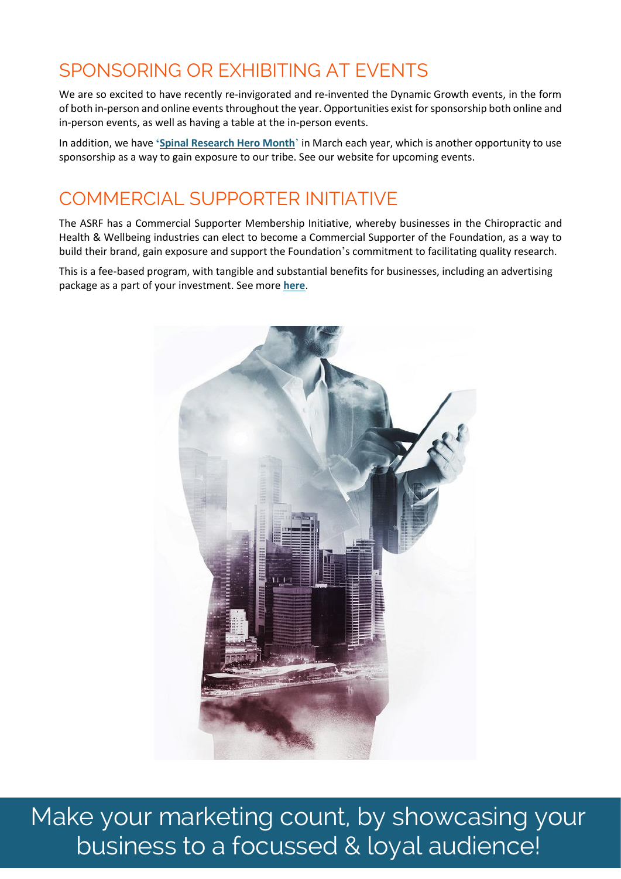## SPONSORING OR EXHIBITING AT EVENTS

We are so excited to have recently re-invigorated and re-invented the Dynamic Growth events, in the form of both in-person and online events throughout the year. Opportunities exist for sponsorship both online and in-person events, as well as having a table at the in-person events.

In addition, we have '**Spinal Research Hero Month**' in March each year, which is another opportunity to use sponsorship as a way to gain exposure to our tribe. See our website for upcoming events.

## COMMERCIAL SUPPORTER INITIATIVE

The ASRF has a Commercial Supporter Membership Initiative, whereby businesses in the Chiropractic and Health & Wellbeing industries can elect to become a Commercial Supporter of the Foundation, as a way to build their brand, gain exposure and support the Foundation's commitment to facilitating quality research.

This is a fee-based program, with tangible and substantial benefits for businesses, including an advertising package as a part of your investment. See more **here**.

Make your marketing count, by showcasing your business to a focussed & loyal audience!